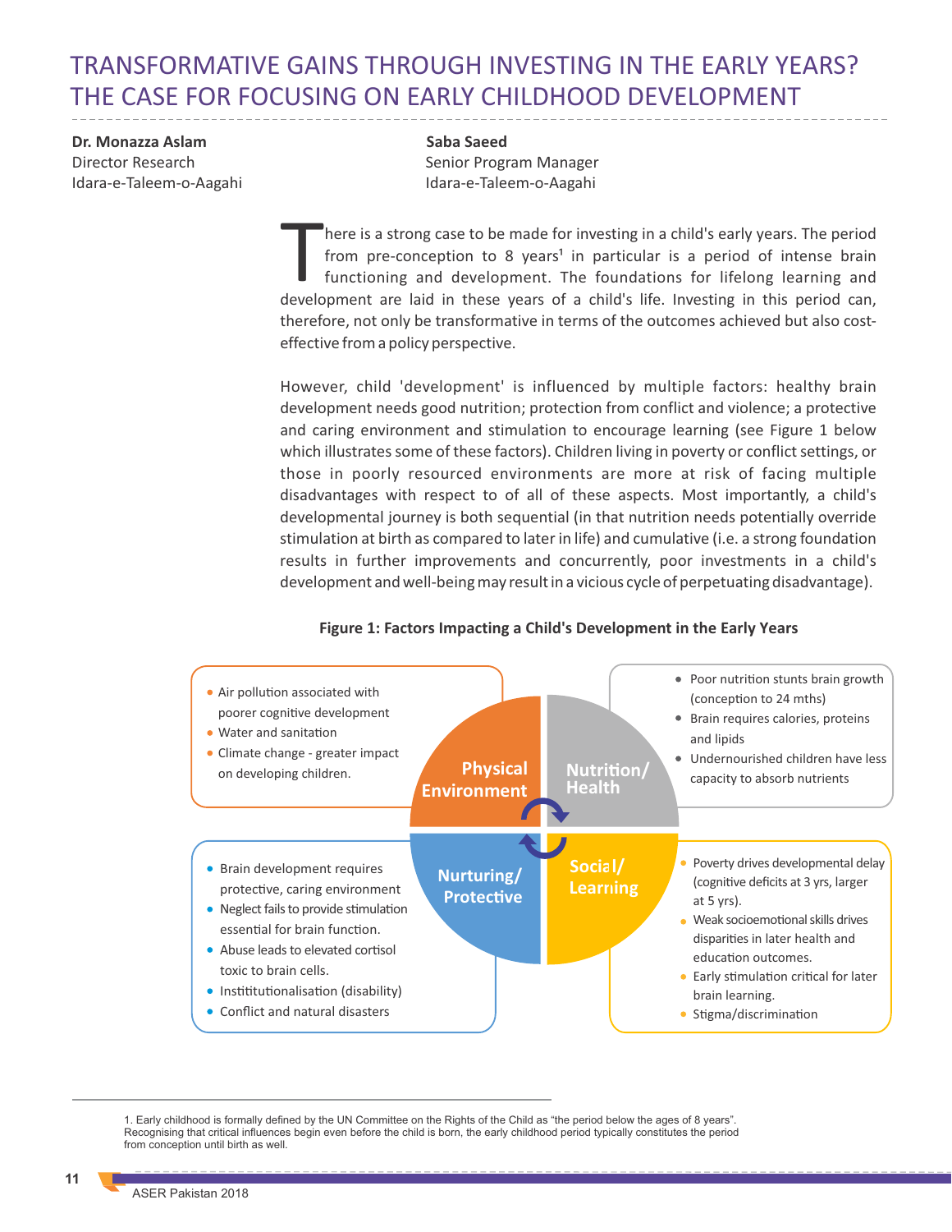# TRANSFORMATIVE GAINS THROUGH INVESTING IN THE EARLY YEARS? THE CASE FOR FOCUSING ON EARLY CHILDHOOD DEVELOPMENT

**Dr. Monazza Aslam**
Director Research
Idara-e-Taleem-o-Aagahi

**Saba Saeed**
Senior Program Manager
Idara-e-Taleem-o-Aagahi

There is a strong case to be made for investing in a child's early years. The period from pre-conception to 8 years[1] in particular is a period of intense brain functioning and development. The foundations for lifelong learning and development are laid in these years of a child's life. Investing in this period can, therefore, not only be transformative in terms of the outcomes achieved but also cost-effective from a policy perspective.

However, child 'development' is influenced by multiple factors: healthy brain development needs good nutrition; protection from conflict and violence; a protective and caring environment and stimulation to encourage learning (see Figure 1 below which illustrates some of these factors). Children living in poverty or conflict settings, or those in poorly resourced environments are more at risk of facing multiple disadvantages with respect to of all of these aspects. Most importantly, a child's developmental journey is both sequential (in that nutrition needs potentially override stimulation at birth as compared to later in life) and cumulative (i.e. a strong foundation results in further improvements and concurrently, poor investments in a child's development and well-being may result in a vicious cycle of perpetuating disadvantage).

**Figure 1: Factors Impacting a Child's Development in the Early Years**

**Physical Environment**
- Air pollution associated with poorer cognitive development
- Water and sanitation
- Climate change - greater impact on developing children.

**Nutrition/ Health**
- Poor nutrition stunts brain growth (conception to 24 mths)
- Brain requires calories, proteins and lipids
- Undernourished children have less capacity to absorb nutrients

**Nurturing/ Protective**
- Brain development requires protective, caring environment
- Neglect fails to provide stimulation essential for brain function.
- Abuse leads to elevated cortisol toxic to brain cells.
- Instititutionalisation (disability)
- Conflict and natural disasters

**Social/ Learning**
- Poverty drives developmental delay (cognitive deficits at 3 yrs, larger at 5 yrs).
- Weak socioemotional skills drives disparities in later health and education outcomes.
- Early stimulation critical for later brain learning.
- Stigma/discrimination

1. Early childhood is formally defined by the UN Committee on the Rights of the Child as "the period below the ages of 8 years". Recognising that critical influences begin even before the child is born, the early childhood period typically constitutes the period from conception until birth as well.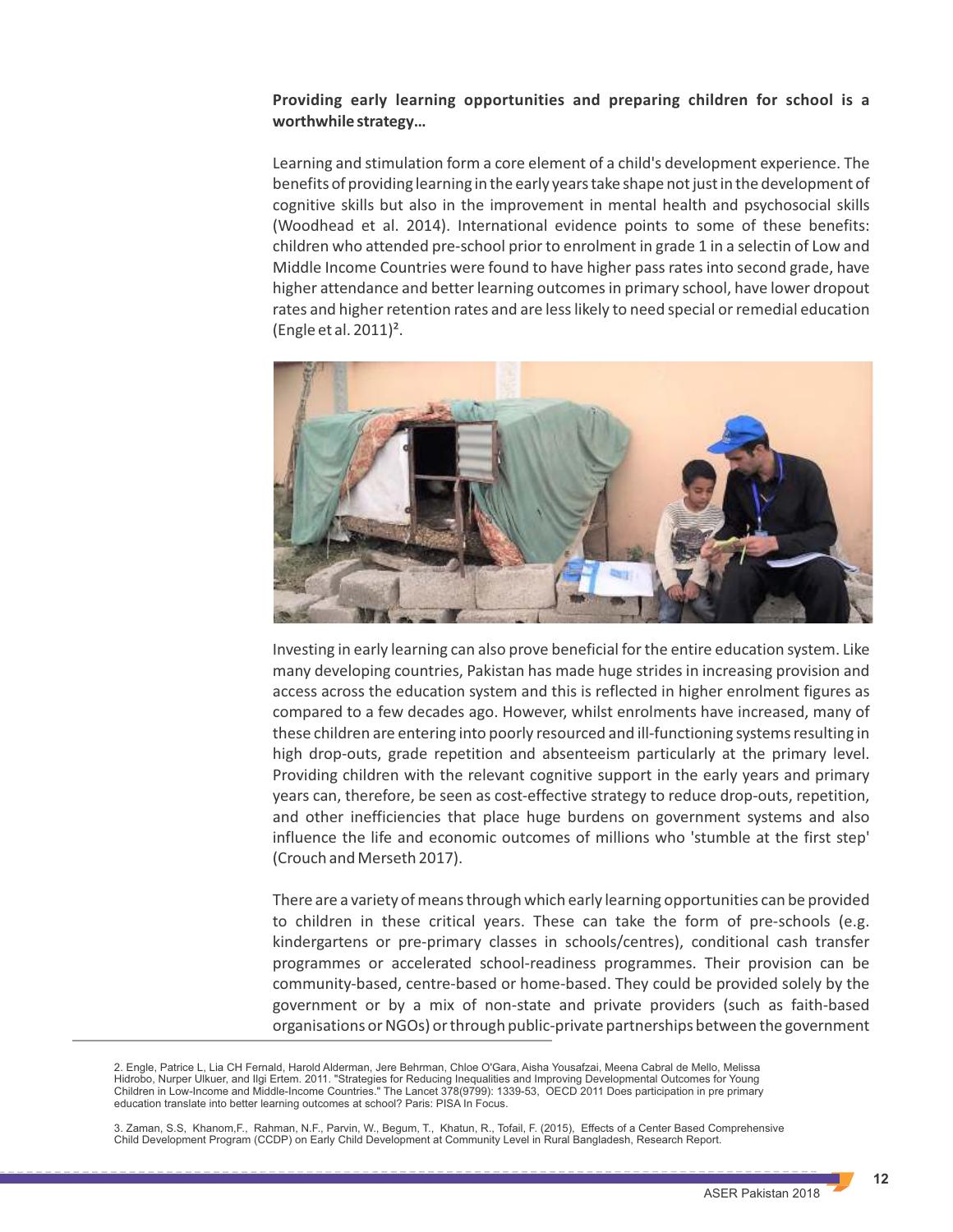**Providing early learning opportunities and preparing children for school is a worthwhile strategy…**

Learning and stimulation form a core element of a child's development experience. The benefits of providing learning in the early years take shape not just in the development of cognitive skills but also in the improvement in mental health and psychosocial skills (Woodhead et al. 2014). International evidence points to some of these benefits: children who attended pre-school prior to enrolment in grade 1 in a selectin of Low and Middle Income Countries were found to have higher pass rates into second grade, have higher attendance and better learning outcomes in primary school, have lower dropout rates and higher retention rates and are less likely to need special or remedial education (Engle et al. 2011)[2].

Investing in early learning can also prove beneficial for the entire education system. Like many developing countries, Pakistan has made huge strides in increasing provision and access across the education system and this is reflected in higher enrolment figures as compared to a few decades ago. However, whilst enrolments have increased, many of these children are entering into poorly resourced and ill-functioning systems resulting in high drop-outs, grade repetition and absenteeism particularly at the primary level. Providing children with the relevant cognitive support in the early years and primary years can, therefore, be seen as cost-effective strategy to reduce drop-outs, repetition, and other inefficiencies that place huge burdens on government systems and also influence the life and economic outcomes of millions who 'stumble at the first step' (Crouch and Merseth 2017).

There are a variety of means through which early learning opportunities can be provided to children in these critical years. These can take the form of pre-schools (e.g. kindergartens or pre-primary classes in schools/centres), conditional cash transfer programmes or accelerated school-readiness programmes. Their provision can be community-based, centre-based or home-based. They could be provided solely by the government or by a mix of non-state and private providers (such as faith-based organisations or NGOs) or through public-private partnerships between the government

2. Engle, Patrice L, Lia CH Fernald, Harold Alderman, Jere Behrman, Chloe O'Gara, Aisha Yousafzai, Meena Cabral de Mello, Melissa Hidrobo, Nurper Ulkuer, and Ilgi Ertem. 2011. "Strategies for Reducing Inequalities and Improving Developmental Outcomes for Young Children in Low-Income and Middle-Income Countries." The Lancet 378(9799): 1339-53, OECD 2011 Does participation in pre primary education translate into better learning outcomes at school? Paris: PISA In Focus.

3. Zaman, S.S, Khanom,F., Rahman, N.F., Parvin, W., Begum, T., Khatun, R., Tofail, F. (2015), Effects of a Center Based Comprehensive Child Development Program (CCDP) on Early Child Development at Community Level in Rural Bangladesh, Research Report.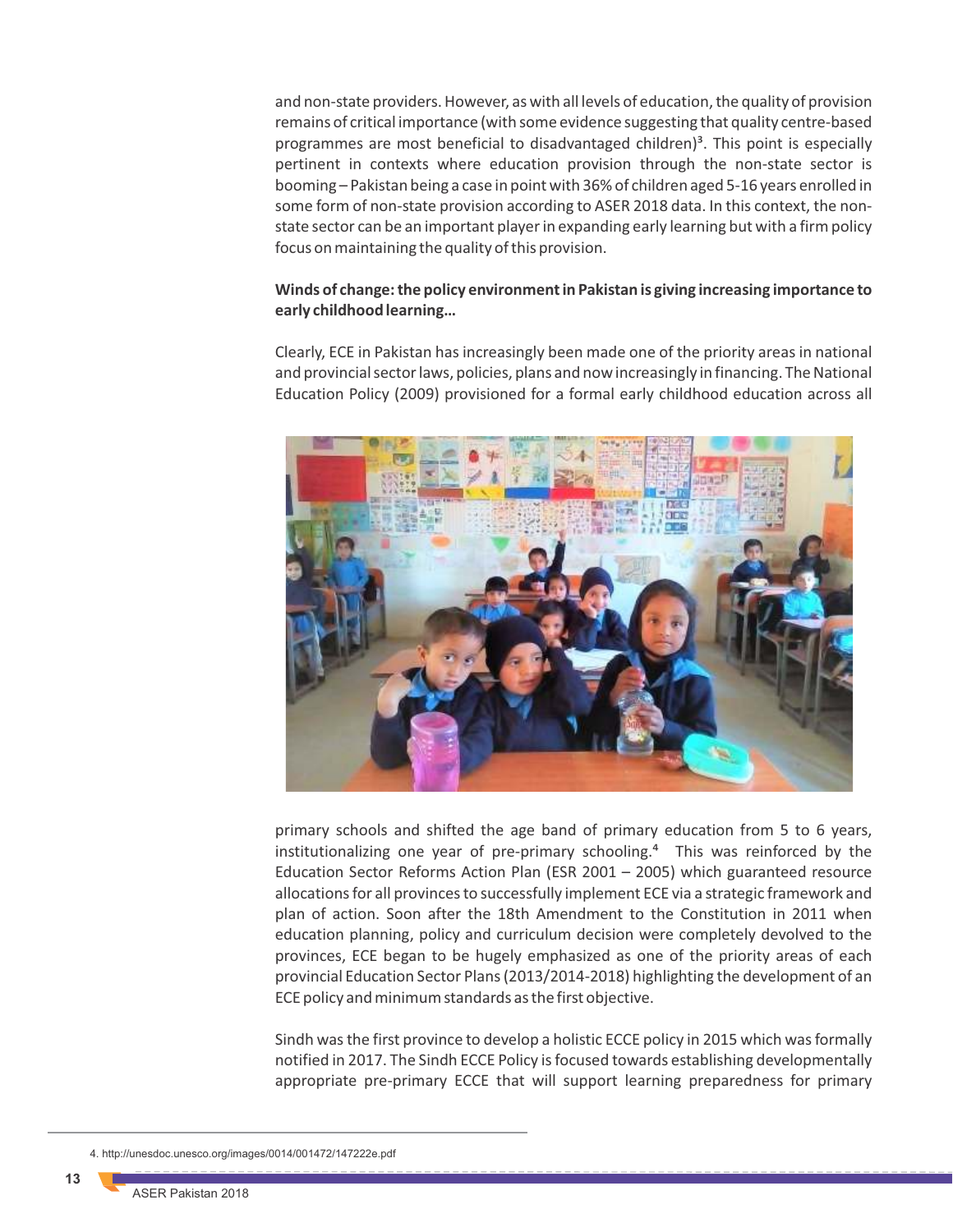and non-state providers. However, as with all levels of education, the quality of provision remains of critical importance (with some evidence suggesting that quality centre-based programmes are most beneficial to disadvantaged children)[3]. This point is especially pertinent in contexts where education provision through the non-state sector is booming – Pakistan being a case in point with 36% of children aged 5-16 years enrolled in some form of non-state provision according to ASER 2018 data. In this context, the non-state sector can be an important player in expanding early learning but with a firm policy focus on maintaining the quality of this provision.

**Winds of change: the policy environment in Pakistan is giving increasing importance to early childhood learning…**

Clearly, ECE in Pakistan has increasingly been made one of the priority areas in national and provincial sector laws, policies, plans and now increasingly in financing. The National Education Policy (2009) provisioned for a formal early childhood education across all primary schools and shifted the age band of primary education from 5 to 6 years, institutionalizing one year of pre-primary schooling.[4] This was reinforced by the Education Sector Reforms Action Plan (ESR 2001 – 2005) which guaranteed resource allocations for all provinces to successfully implement ECE via a strategic framework and plan of action. Soon after the 18th Amendment to the Constitution in 2011 when education planning, policy and curriculum decision were completely devolved to the provinces, ECE began to be hugely emphasized as one of the priority areas of each provincial Education Sector Plans (2013/2014-2018) highlighting the development of an ECE policy and minimum standards as the first objective.

Sindh was the first province to develop a holistic ECCE policy in 2015 which was formally notified in 2017. The Sindh ECCE Policy is focused towards establishing developmentally appropriate pre-primary ECCE that will support learning preparedness for primary

4. http://unesdoc.unesco.org/images/0014/001472/147222e.pdf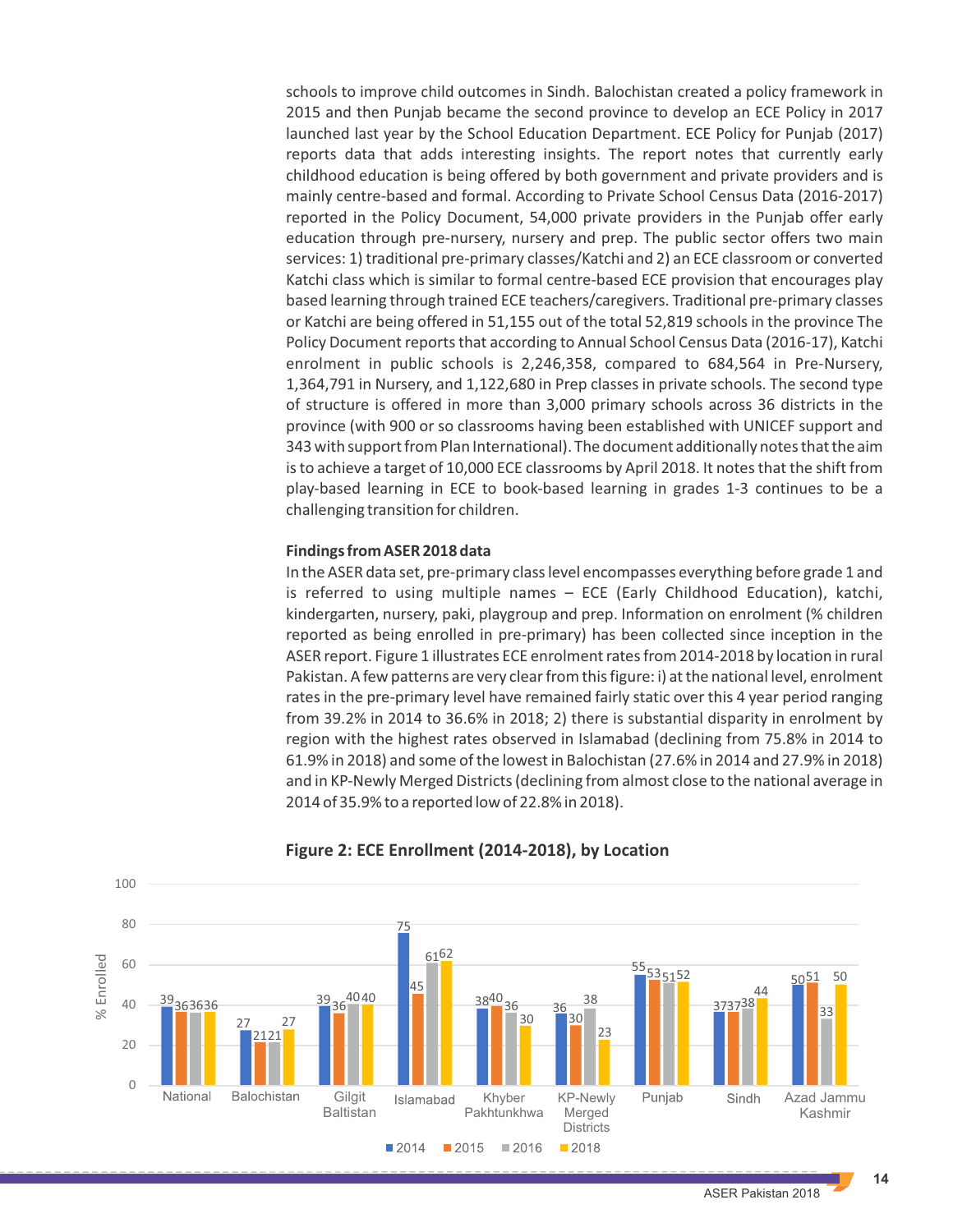schools to improve child outcomes in Sindh. Balochistan created a policy framework in 2015 and then Punjab became the second province to develop an ECE Policy in 2017 launched last year by the School Education Department. ECE Policy for Punjab (2017) reports data that adds interesting insights. The report notes that currently early childhood education is being offered by both government and private providers and is mainly centre-based and formal. According to Private School Census Data (2016-2017) reported in the Policy Document, 54,000 private providers in the Punjab offer early education through pre-nursery, nursery and prep. The public sector offers two main services: 1) traditional pre-primary classes/Katchi and 2) an ECE classroom or converted Katchi class which is similar to formal centre-based ECE provision that encourages play based learning through trained ECE teachers/caregivers. Traditional pre-primary classes or Katchi are being offered in 51,155 out of the total 52,819 schools in the province The Policy Document reports that according to Annual School Census Data (2016-17), Katchi enrolment in public schools is 2,246,358, compared to 684,564 in Pre-Nursery, 1,364,791 in Nursery, and 1,122,680 in Prep classes in private schools. The second type of structure is offered in more than 3,000 primary schools across 36 districts in the province (with 900 or so classrooms having been established with UNICEF support and 343 with support from Plan International). The document additionally notes that the aim is to achieve a target of 10,000 ECE classrooms by April 2018. It notes that the shift from play-based learning in ECE to book-based learning in grades 1-3 continues to be a challenging transition for children.

**Findings from ASER 2018 data**

In the ASER data set, pre-primary class level encompasses everything before grade 1 and is referred to using multiple names – ECE (Early Childhood Education), katchi, kindergarten, nursery, paki, playgroup and prep. Information on enrolment (% children reported as being enrolled in pre-primary) has been collected since inception in the ASER report. Figure 1 illustrates ECE enrolment rates from 2014-2018 by location in rural Pakistan. A few patterns are very clear from this figure: i) at the national level, enrolment rates in the pre-primary level have remained fairly static over this 4 year period ranging from 39.2% in 2014 to 36.6% in 2018; 2) there is substantial disparity in enrolment by region with the highest rates observed in Islamabad (declining from 75.8% in 2014 to 61.9% in 2018) and some of the lowest in Balochistan (27.6% in 2014 and 27.9% in 2018) and in KP-Newly Merged Districts (declining from almost close to the national average in 2014 of 35.9% to a reported low of 22.8% in 2018).

**Figure 2: ECE Enrollment (2014-2018), by Location**

| Location | 2014 | 2015 | 2016 | 2018 |
|---|---|---|---|---|
| National | 39 | 36 | 36 | 36 |
| Balochistan | 27 | 21 | 21 | 27 |
| Gilgit Baltistan | 39 | 36 | 40 | 40 |
| Islamabad | 75 | 45 | 61 | 62 |
| Khyber Pakhtunkhwa | 38 | 40 | 36 | 30 |
| KP-Newly Merged Districts | 36 | 30 | 38 | 23 |
| Punjab | 55 | 53 | 51 | 52 |
| Sindh | 37 | 37 | 38 | 44 |
| Azad Jammu Kashmir | 50 | 51 | 33 | 50 |

(% Enrolled)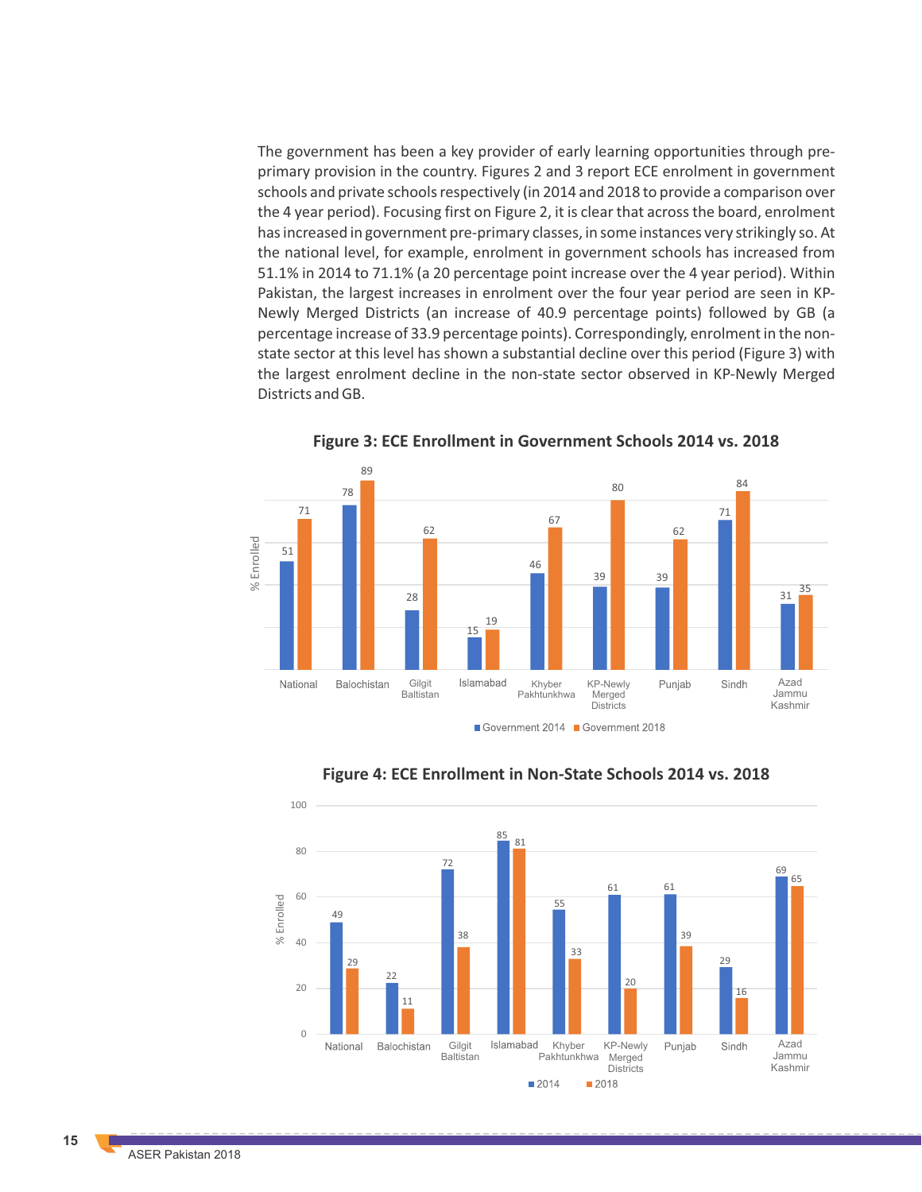The government has been a key provider of early learning opportunities through pre-primary provision in the country. Figures 2 and 3 report ECE enrolment in government schools and private schools respectively (in 2014 and 2018 to provide a comparison over the 4 year period). Focusing first on Figure 2, it is clear that across the board, enrolment has increased in government pre-primary classes, in some instances very strikingly so. At the national level, for example, enrolment in government schools has increased from 51.1% in 2014 to 71.1% (a 20 percentage point increase over the 4 year period). Within Pakistan, the largest increases in enrolment over the four year period are seen in KP-Newly Merged Districts (an increase of 40.9 percentage points) followed by GB (a percentage increase of 33.9 percentage points). Correspondingly, enrolment in the non-state sector at this level has shown a substantial decline over this period (Figure 3) with the largest enrolment decline in the non-state sector observed in KP-Newly Merged Districts and GB.

**Figure 3: ECE Enrollment in Government Schools 2014 vs. 2018**

| % Enrolled | Government 2014 | Government 2018 |
|---|---|---|
| National | 51 | 71 |
| Balochistan | 78 | 89 |
| Gilgit Baltistan | 28 | 62 |
| Islamabad | 15 | 19 |
| Khyber Pakhtunkhwa | 46 | 67 |
| KP-Newly Merged Districts | 39 | 80 |
| Punjab | 39 | 62 |
| Sindh | 71 | 84 |
| Azad Jammu Kashmir | 31 | 35 |

**Figure 4: ECE Enrollment in Non-State Schools 2014 vs. 2018**

| % Enrolled | 2014 | 2018 |
|---|---|---|
| National | 49 | 29 |
| Balochistan | 22 | 11 |
| Gilgit Baltistan | 72 | 38 |
| Islamabad | 85 | 81 |
| Khyber Pakhtunkhwa | 55 | 33 |
| KP-Newly Merged Districts | 61 | 20 |
| Punjab | 61 | 39 |
| Sindh | 29 | 16 |
| Azad Jammu Kashmir | 69 | 65 |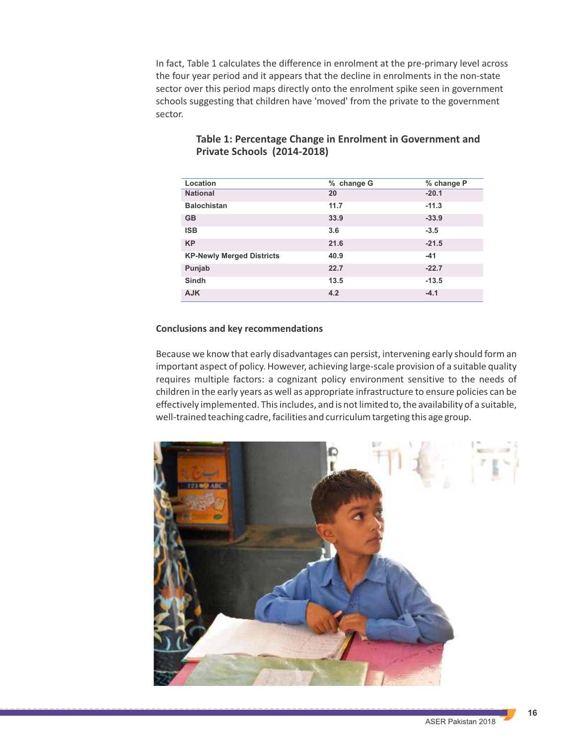In fact, Table 1 calculates the difference in enrolment at the pre-primary level across the four year period and it appears that the decline in enrolments in the non-state sector over this period maps directly onto the enrolment spike seen in government schools suggesting that children have 'moved' from the private to the government sector.

**Table 1: Percentage Change in Enrolment in Government and Private Schools (2014-2018)**

| Location | % change G | % change P |
|---|---|---|
| National | 20 | -20.1 |
| Balochistan | 11.7 | -11.3 |
| GB | 33.9 | -33.9 |
| ISB | 3.6 | -3.5 |
| KP | 21.6 | -21.5 |
| KP-Newly Merged Districts | 40.9 | -41 |
| Punjab | 22.7 | -22.7 |
| Sindh | 13.5 | -13.5 |
| AJK | 4.2 | -4.1 |

### Conclusions and key recommendations

Because we know that early disadvantages can persist, intervening early should form an important aspect of policy. However, achieving large-scale provision of a suitable quality requires multiple factors: a cognizant policy environment sensitive to the needs of children in the early years as well as appropriate infrastructure to ensure policies can be effectively implemented. This includes, and is not limited to, the availability of a suitable, well-trained teaching cadre, facilities and curriculum targeting this age group.